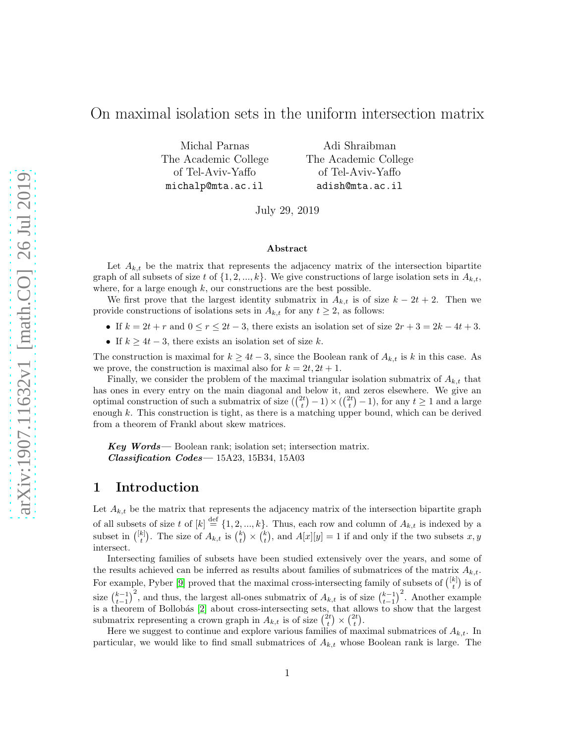# On maximal isolation sets in the uniform intersection matrix

Michal Parnas
The Academic College
of Tel-Aviv-Yaffo
michalp@mta.ac.il

Adi Shraibman
The Academic College
of Tel-Aviv-Yaffo
adish@mta.ac.il

July 29, 2019

### Abstract

Let $A_{k,t}$ be the matrix that represents the adjacency matrix of the intersection bipartite graph of all subsets of size $t$ of $\{1, 2, ..., k\}$. We give constructions of large isolation sets in $A_{k,t}$, where, for a large enough $k$, our constructions are the best possible.

We first prove that the largest identity submatrix in $A_{k,t}$ is of size $k - 2t + 2$. Then we provide constructions of isolations sets in $A_{k,t}$ for any $t \geq 2$, as follows:

- If $k = 2t + r$ and $0 \leq r \leq 2t - 3$, there exists an isolation set of size $2r + 3 = 2k - 4t + 3$.
- If $k \geq 4t - 3$, there exists an isolation set of size $k$.

The construction is maximal for $k \geq 4t - 3$, since the Boolean rank of $A_{k,t}$ is $k$ in this case. As we prove, the construction is maximal also for $k = 2t, 2t + 1$.

Finally, we consider the problem of the maximal triangular isolation submatrix of $A_{k,t}$ that has ones in every entry on the main diagonal and below it, and zeros elsewhere. We give an optimal construction of such a submatrix of size $(\binom{2t}{t} - 1) \times (\binom{2t}{t} - 1)$, for any $t \geq 1$ and a large enough $k$. This construction is tight, as there is a matching upper bound, which can be derived from a theorem of Frankl about skew matrices.

***Key Words***— Boolean rank; isolation set; intersection matrix.
***Classification Codes***— 15A23, 15B34, 15A03

## 1 Introduction

Let $A_{k,t}$ be the matrix that represents the adjacency matrix of the intersection bipartite graph of all subsets of size $t$ of $[k] \stackrel{\text{def}}{=} \{1, 2, ..., k\}$. Thus, each row and column of $A_{k,t}$ is indexed by a subset in $\binom{[k]}{t}$. The size of $A_{k,t}$ is $\binom{k}{t} \times \binom{k}{t}$, and $A[x][y] = 1$ if and only if the two subsets $x, y$ intersect.

Intersecting families of subsets have been studied extensively over the years, and some of the results achieved can be inferred as results about families of submatrices of the matrix $A_{k,t}$. For example, Pyber [9] proved that the maximal cross-intersecting family of subsets of $\binom{[k]}{t}$ is of size $\binom{k-1}{t-1}^2$, and thus, the largest all-ones submatrix of $A_{k,t}$ is of size $\binom{k-1}{t-1}^2$. Another example is a theorem of Bollobás [2] about cross-intersecting sets, that allows to show that the largest submatrix representing a crown graph in $A_{k,t}$ is of size $\binom{2t}{t} \times \binom{2t}{t}$.

Here we suggest to continue and explore various families of maximal submatrices of $A_{k,t}$. In particular, we would like to find small submatrices of $A_{k,t}$ whose Boolean rank is large. The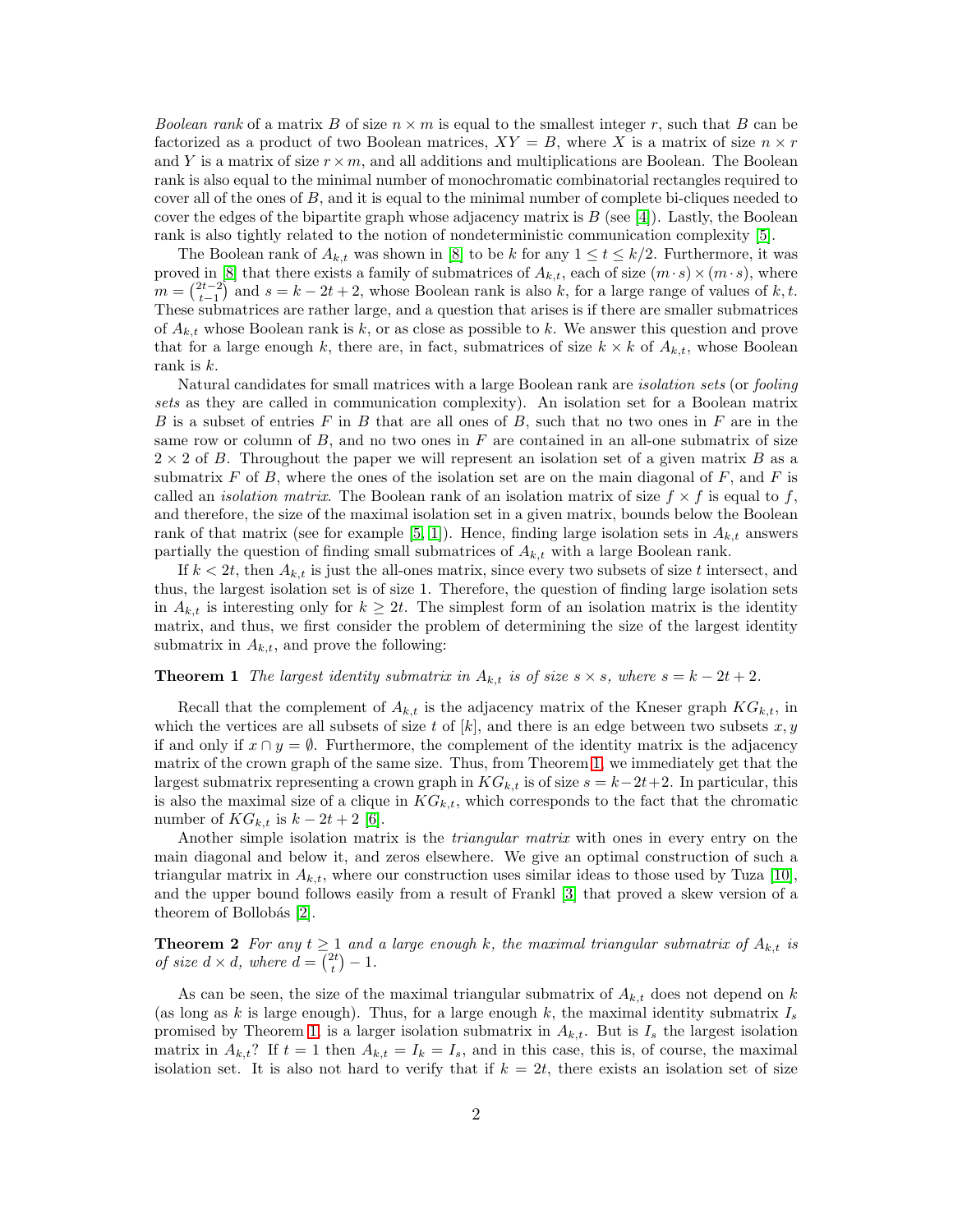*Boolean rank* of a matrix $B$ of size $n \times m$ is equal to the smallest integer $r$, such that $B$ can be factorized as a product of two Boolean matrices, $XY = B$, where $X$ is a matrix of size $n \times r$ and $Y$ is a matrix of size $r \times m$, and all additions and multiplications are Boolean. The Boolean rank is also equal to the minimal number of monochromatic combinatorial rectangles required to cover all of the ones of $B$, and it is equal to the minimal number of complete bi-cliques needed to cover the edges of the bipartite graph whose adjacency matrix is $B$ (see [4]). Lastly, the Boolean rank is also tightly related to the notion of nondeterministic communication complexity [5].

The Boolean rank of $A_{k,t}$ was shown in [8] to be $k$ for any $1 \leq t \leq k/2$. Furthermore, it was proved in [8] that there exists a family of submatrices of $A_{k,t}$, each of size $(m \cdot s) \times (m \cdot s)$, where $m = \binom{2t-2}{t-1}$ and $s = k - 2t + 2$, whose Boolean rank is also $k$, for a large range of values of $k, t$. These submatrices are rather large, and a question that arises is if there are smaller submatrices of $A_{k,t}$ whose Boolean rank is $k$, or as close as possible to $k$. We answer this question and prove that for a large enough $k$, there are, in fact, submatrices of size $k \times k$ of $A_{k,t}$, whose Boolean rank is $k$.

Natural candidates for small matrices with a large Boolean rank are *isolation sets* (or *fooling sets* as they are called in communication complexity). An isolation set for a Boolean matrix $B$ is a subset of entries $F$ in $B$ that are all ones of $B$, such that no two ones in $F$ are in the same row or column of $B$, and no two ones in $F$ are contained in an all-one submatrix of size $2 \times 2$ of $B$. Throughout the paper we will represent an isolation set of a given matrix $B$ as a submatrix $F$ of $B$, where the ones of the isolation set are on the main diagonal of $F$, and $F$ is called an *isolation matrix*. The Boolean rank of an isolation matrix of size $f \times f$ is equal to $f$, and therefore, the size of the maximal isolation set in a given matrix, bounds below the Boolean rank of that matrix (see for example [5, 1]). Hence, finding large isolation sets in $A_{k,t}$ answers partially the question of finding small submatrices of $A_{k,t}$ with a large Boolean rank.

If $k < 2t$, then $A_{k,t}$ is just the all-ones matrix, since every two subsets of size $t$ intersect, and thus, the largest isolation set is of size 1. Therefore, the question of finding large isolation sets in $A_{k,t}$ is interesting only for $k \geq 2t$. The simplest form of an isolation matrix is the identity matrix, and thus, we first consider the problem of determining the size of the largest identity submatrix in $A_{k,t}$, and prove the following:

**Theorem 1** *The largest identity submatrix in $A_{k,t}$ is of size $s \times s$, where $s = k - 2t + 2$.*

Recall that the complement of $A_{k,t}$ is the adjacency matrix of the Kneser graph $KG_{k,t}$, in which the vertices are all subsets of size $t$ of $[k]$, and there is an edge between two subsets $x, y$ if and only if $x \cap y = \emptyset$. Furthermore, the complement of the identity matrix is the adjacency matrix of the crown graph of the same size. Thus, from Theorem 1, we immediately get that the largest submatrix representing a crown graph in $KG_{k,t}$ is of size $s = k-2t+2$. In particular, this is also the maximal size of a clique in $KG_{k,t}$, which corresponds to the fact that the chromatic number of $KG_{k,t}$ is $k - 2t + 2$ [6].

Another simple isolation matrix is the *triangular matrix* with ones in every entry on the main diagonal and below it, and zeros elsewhere. We give an optimal construction of such a triangular matrix in $A_{k,t}$, where our construction uses similar ideas to those used by Tuza [10], and the upper bound follows easily from a result of Frankl [3] that proved a skew version of a theorem of Bollobás [2].

**Theorem 2** *For any $t \geq 1$ and a large enough $k$, the maximal triangular submatrix of $A_{k,t}$ is of size $d \times d$, where $d = \binom{2t}{t} - 1$.*

As can be seen, the size of the maximal triangular submatrix of $A_{k,t}$ does not depend on $k$ (as long as $k$ is large enough). Thus, for a large enough $k$, the maximal identity submatrix $I_s$ promised by Theorem 1, is a larger isolation submatrix in $A_{k,t}$. But is $I_s$ the largest isolation matrix in $A_{k,t}$? If $t = 1$ then $A_{k,t} = I_k = I_s$, and in this case, this is, of course, the maximal isolation set. It is also not hard to verify that if $k = 2t$, there exists an isolation set of size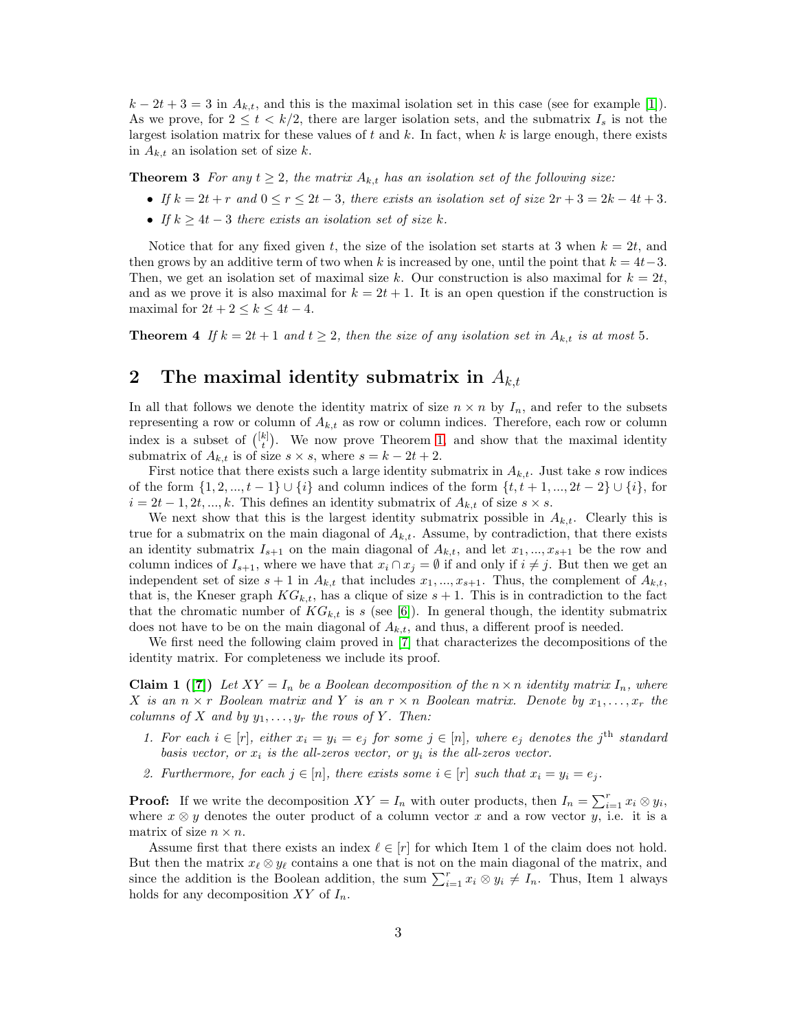$k - 2t + 3 = 3$ in $A_{k,t}$, and this is the maximal isolation set in this case (see for example [1]). As we prove, for $2 \leq t < k/2$, there are larger isolation sets, and the submatrix $I_s$ is not the largest isolation matrix for these values of $t$ and $k$. In fact, when $k$ is large enough, there exists in $A_{k,t}$ an isolation set of size $k$.

**Theorem 3** *For any $t \geq 2$, the matrix $A_{k,t}$ has an isolation set of the following size:*

- *If $k = 2t + r$ and $0 \leq r \leq 2t - 3$, there exists an isolation set of size $2r + 3 = 2k - 4t + 3$.*
- *If $k \geq 4t - 3$ there exists an isolation set of size $k$.*

Notice that for any fixed given $t$, the size of the isolation set starts at 3 when $k = 2t$, and then grows by an additive term of two when $k$ is increased by one, until the point that $k = 4t-3$. Then, we get an isolation set of maximal size $k$. Our construction is also maximal for $k = 2t$, and as we prove it is also maximal for $k = 2t + 1$. It is an open question if the construction is maximal for $2t + 2 \leq k \leq 4t - 4$.

**Theorem 4** *If $k = 2t + 1$ and $t \geq 2$, then the size of any isolation set in $A_{k,t}$ is at most 5.*

## 2 The maximal identity submatrix in $A_{k,t}$

In all that follows we denote the identity matrix of size $n \times n$ by $I_n$, and refer to the subsets representing a row or column of $A_{k,t}$ as row or column indices. Therefore, each row or column index is a subset of $\binom{[k]}{t}$. We now prove Theorem 1, and show that the maximal identity submatrix of $A_{k,t}$ is of size $s \times s$, where $s = k - 2t + 2$.

First notice that there exists such a large identity submatrix in $A_{k,t}$. Just take $s$ row indices of the form $\{1, 2, ..., t-1\} \cup \{i\}$ and column indices of the form $\{t, t+1, ..., 2t-2\} \cup \{i\}$, for $i = 2t-1, 2t, ..., k$. This defines an identity submatrix of $A_{k,t}$ of size $s \times s$.

We next show that this is the largest identity submatrix possible in $A_{k,t}$. Clearly this is true for a submatrix on the main diagonal of $A_{k,t}$. Assume, by contradiction, that there exists an identity submatrix $I_{s+1}$ on the main diagonal of $A_{k,t}$, and let $x_1, ..., x_{s+1}$ be the row and column indices of $I_{s+1}$, where we have that $x_i \cap x_j = \emptyset$ if and only if $i \neq j$. But then we get an independent set of size $s+1$ in $A_{k,t}$ that includes $x_1, ..., x_{s+1}$. Thus, the complement of $A_{k,t}$, that is, the Kneser graph $KG_{k,t}$, has a clique of size $s+1$. This is in contradiction to the fact that the chromatic number of $KG_{k,t}$ is $s$ (see [6]). In general though, the identity submatrix does not have to be on the main diagonal of $A_{k,t}$, and thus, a different proof is needed.

We first need the following claim proved in [7] that characterizes the decompositions of the identity matrix. For completeness we include its proof.

**Claim 1 ([7])** *Let $XY = I_n$ be a Boolean decomposition of the $n \times n$ identity matrix $I_n$, where $X$ is an $n \times r$ Boolean matrix and $Y$ is an $r \times n$ Boolean matrix. Denote by $x_1, \ldots, x_r$ the columns of $X$ and by $y_1, \ldots, y_r$ the rows of $Y$. Then:*

1. *For each $i \in [r]$, either $x_i = y_i = e_j$ for some $j \in [n]$, where $e_j$ denotes the $j^{\text{th}}$ standard basis vector, or $x_i$ is the all-zeros vector, or $y_i$ is the all-zeros vector.*
2. *Furthermore, for each $j \in [n]$, there exists some $i \in [r]$ such that $x_i = y_i = e_j$.*

**Proof:** If we write the decomposition $XY = I_n$ with outer products, then $I_n = \sum_{i=1}^{r} x_i \otimes y_i$, where $x \otimes y$ denotes the outer product of a column vector $x$ and a row vector $y$, i.e. it is a matrix of size $n \times n$.

Assume first that there exists an index $\ell \in [r]$ for which Item 1 of the claim does not hold. But then the matrix $x_\ell \otimes y_\ell$ contains a one that is not on the main diagonal of the matrix, and since the addition is the Boolean addition, the sum $\sum_{i=1}^{r} x_i \otimes y_i \neq I_n$. Thus, Item 1 always holds for any decomposition $XY$ of $I_n$.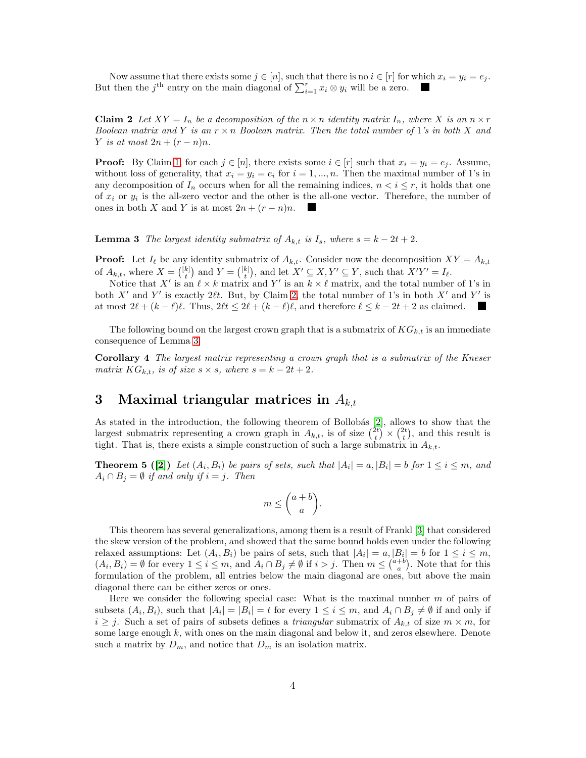Now assume that there exists some $j \in [n]$, such that there is no $i \in [r]$ for which $x_i = y_i = e_j$. But then the $j^{\text{th}}$ entry on the main diagonal of $\sum_{i=1}^{r} x_i \otimes y_i$ will be a zero. ■

**Claim 2** *Let $XY = I_n$ be a decomposition of the $n \times n$ identity matrix $I_n$, where $X$ is an $n \times r$ Boolean matrix and $Y$ is an $r \times n$ Boolean matrix. Then the total number of 1's in both $X$ and $Y$ is at most $2n + (r-n)n$.*

**Proof:** By Claim 1, for each $j \in [n]$, there exists some $i \in [r]$ such that $x_i = y_i = e_j$. Assume, without loss of generality, that $x_i = y_i = e_i$ for $i = 1, ..., n$. Then the maximal number of 1's in any decomposition of $I_n$ occurs when for all the remaining indices, $n < i \leq r$, it holds that one of $x_i$ or $y_i$ is the all-zero vector and the other is the all-one vector. Therefore, the number of ones in both $X$ and $Y$ is at most $2n + (r-n)n$. ■

**Lemma 3** *The largest identity submatrix of $A_{k,t}$ is $I_s$, where $s = k - 2t + 2$.*

**Proof:** Let $I_\ell$ be any identity submatrix of $A_{k,t}$. Consider now the decomposition $XY = A_{k,t}$ of $A_{k,t}$, where $X = \binom{[k]}{t}$ and $Y = \binom{[k]}{t}$, and let $X' \subseteq X, Y' \subseteq Y$, such that $X'Y' = I_\ell$.

Notice that $X'$ is an $\ell \times k$ matrix and $Y'$ is an $k \times \ell$ matrix, and the total number of 1's in both $X'$ and $Y'$ is exactly $2\ell t$. But, by Claim 2, the total number of 1's in both $X'$ and $Y'$ is at most $2\ell + (k-\ell)\ell$. Thus, $2\ell t \leq 2\ell + (k-\ell)\ell$, and therefore $\ell \leq k - 2t + 2$ as claimed. ■

The following bound on the largest crown graph that is a submatrix of $KG_{k,t}$ is an immediate consequence of Lemma 3

**Corollary 4** *The largest matrix representing a crown graph that is a submatrix of the Kneser matrix $KG_{k,t}$, is of size $s \times s$, where $s = k - 2t + 2$.*

## 3 Maximal triangular matrices in $A_{k,t}$

As stated in the introduction, the following theorem of Bollobás [2], allows to show that the largest submatrix representing a crown graph in $A_{k,t}$, is of size $\binom{2t}{t} \times \binom{2t}{t}$, and this result is tight. That is, there exists a simple construction of such a large submatrix in $A_{k,t}$.

**Theorem 5 ([2])** *Let $(A_i, B_i)$ be pairs of sets, such that $|A_i| = a, |B_i| = b$ for $1 \leq i \leq m$, and $A_i \cap B_j = \emptyset$ if and only if $i = j$. Then*

$$m \leq \binom{a+b}{a}.$$

This theorem has several generalizations, among them is a result of Frankl [3] that considered the skew version of the problem, and showed that the same bound holds even under the following relaxed assumptions: Let $(A_i, B_i)$ be pairs of sets, such that $|A_i| = a, |B_i| = b$ for $1 \leq i \leq m$, $(A_i, B_i) = \emptyset$ for every $1 \leq i \leq m$, and $A_i \cap B_j \neq \emptyset$ if $i > j$. Then $m \leq \binom{a+b}{a}$. Note that for this formulation of the problem, all entries below the main diagonal are ones, but above the main diagonal there can be either zeros or ones.

Here we consider the following special case: What is the maximal number $m$ of pairs of subsets $(A_i, B_i)$, such that $|A_i| = |B_i| = t$ for every $1 \leq i \leq m$, and $A_i \cap B_j \neq \emptyset$ if and only if $i \geq j$. Such a set of pairs of subsets defines a *triangular* submatrix of $A_{k,t}$ of size $m \times m$, for some large enough $k$, with ones on the main diagonal and below it, and zeros elsewhere. Denote such a matrix by $D_m$, and notice that $D_m$ is an isolation matrix.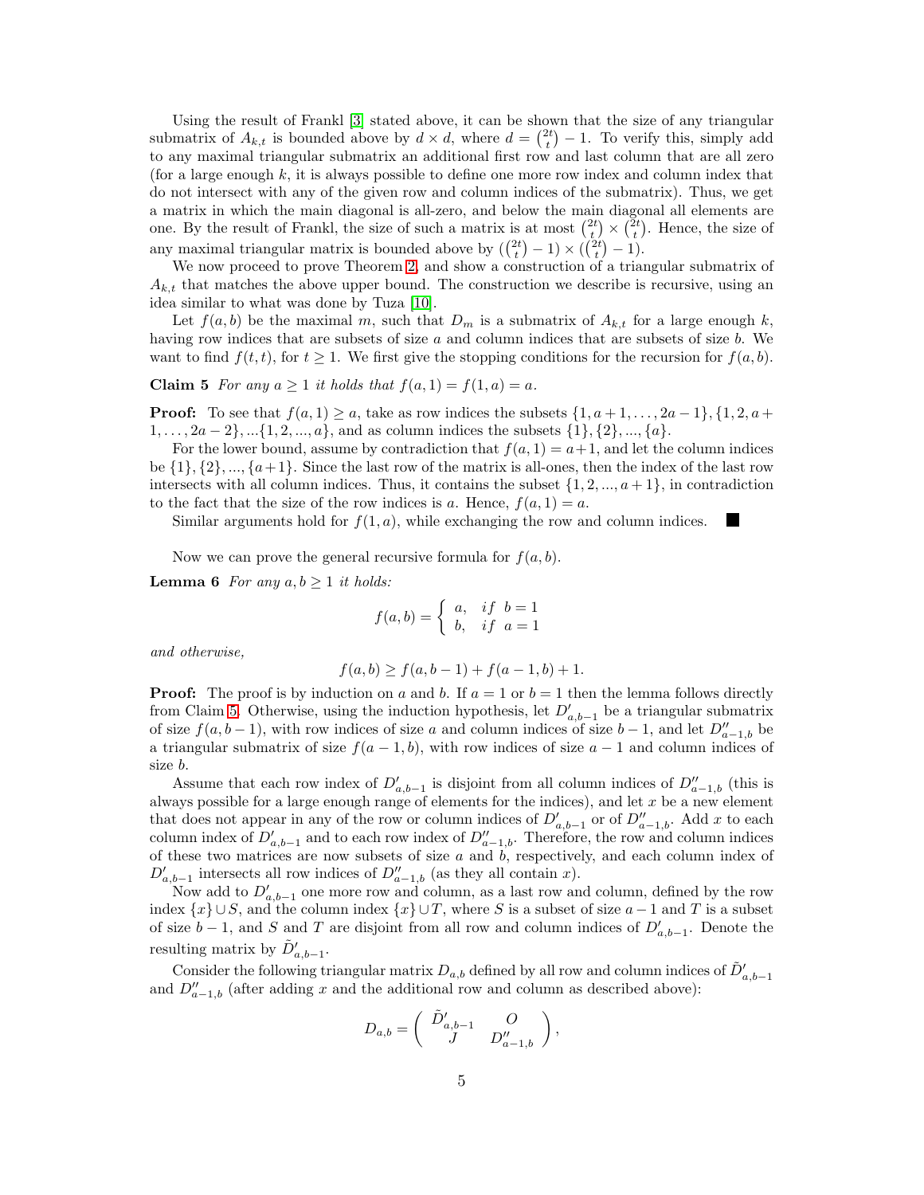Using the result of Frankl [3] stated above, it can be shown that the size of any triangular submatrix of $A_{k,t}$ is bounded above by $d \times d$, where $d = \binom{2t}{t} - 1$. To verify this, simply add to any maximal triangular submatrix an additional first row and last column that are all zero (for a large enough $k$, it is always possible to define one more row index and column index that do not intersect with any of the given row and column indices of the submatrix). Thus, we get a matrix in which the main diagonal is all-zero, and below the main diagonal all elements are one. By the result of Frankl, the size of such a matrix is at most $\binom{2t}{t} \times \binom{2t}{t}$. Hence, the size of any maximal triangular matrix is bounded above by $(\binom{2t}{t} - 1) \times (\binom{2t}{t} - 1)$.

We now proceed to prove Theorem 2, and show a construction of a triangular submatrix of $A_{k,t}$ that matches the above upper bound. The construction we describe is recursive, using an idea similar to what was done by Tuza [10].

Let $f(a, b)$ be the maximal $m$, such that $D_m$ is a submatrix of $A_{k,t}$ for a large enough $k$, having row indices that are subsets of size $a$ and column indices that are subsets of size $b$. We want to find $f(t, t)$, for $t \geq 1$. We first give the stopping conditions for the recursion for $f(a, b)$.

**Claim 5** *For any $a \geq 1$ it holds that $f(a, 1) = f(1, a) = a$.*

**Proof:** To see that $f(a, 1) \geq a$, take as row indices the subsets $\{1, a+1, \ldots, 2a-1\}, \{1, 2, a+1, \ldots, 2a-2\}, \ldots\{1, 2, \ldots, a\}$, and as column indices the subsets $\{1\}, \{2\}, \ldots, \{a\}$.

For the lower bound, assume by contradiction that $f(a, 1) = a+1$, and let the column indices be $\{1\}, \{2\}, \ldots, \{a+1\}$. Since the last row of the matrix is all-ones, then the index of the last row intersects with all column indices. Thus, it contains the subset $\{1, 2, \ldots, a+1\}$, in contradiction to the fact that the size of the row indices is $a$. Hence, $f(a, 1) = a$.

Similar arguments hold for $f(1, a)$, while exchanging the row and column indices. ∎

Now we can prove the general recursive formula for $f(a, b)$.

**Lemma 6** *For any $a, b \geq 1$ it holds:*

$$f(a,b) = \begin{cases} a, & if \;\; b = 1 \\ b, & if \;\; a = 1 \end{cases}$$

*and otherwise,*

$$f(a, b) \geq f(a, b-1) + f(a-1, b) + 1.$$

**Proof:** The proof is by induction on $a$ and $b$. If $a = 1$ or $b = 1$ then the lemma follows directly from Claim 5. Otherwise, using the induction hypothesis, let $D'_{a,b-1}$ be a triangular submatrix of size $f(a, b-1)$, with row indices of size $a$ and column indices of size $b-1$, and let $D''_{a-1,b}$ be a triangular submatrix of size $f(a-1, b)$, with row indices of size $a-1$ and column indices of size $b$.

Assume that each row index of $D'_{a,b-1}$ is disjoint from all column indices of $D''_{a-1,b}$ (this is always possible for a large enough range of elements for the indices), and let $x$ be a new element that does not appear in any of the row or column indices of $D'_{a,b-1}$ or of $D''_{a-1,b}$. Add $x$ to each column index of $D'_{a,b-1}$ and to each row index of $D''_{a-1,b}$. Therefore, the row and column indices of these two matrices are now subsets of size $a$ and $b$, respectively, and each column index of $D'_{a,b-1}$ intersects all row indices of $D''_{a-1,b}$ (as they all contain $x$).

Now add to $D'_{a,b-1}$ one more row and column, as a last row and column, defined by the row index $\{x\} \cup S$, and the column index $\{x\} \cup T$, where $S$ is a subset of size $a-1$ and $T$ is a subset of size $b-1$, and $S$ and $T$ are disjoint from all row and column indices of $D'_{a,b-1}$. Denote the resulting matrix by $\tilde{D}'_{a,b-1}$.

Consider the following triangular matrix $D_{a,b}$ defined by all row and column indices of $\tilde{D}'_{a,b-1}$ and $D''_{a-1,b}$ (after adding $x$ and the additional row and column as described above):

$$D_{a,b} = \begin{pmatrix} \tilde{D}'_{a,b-1} & O \\ J & D''_{a-1,b} \end{pmatrix},$$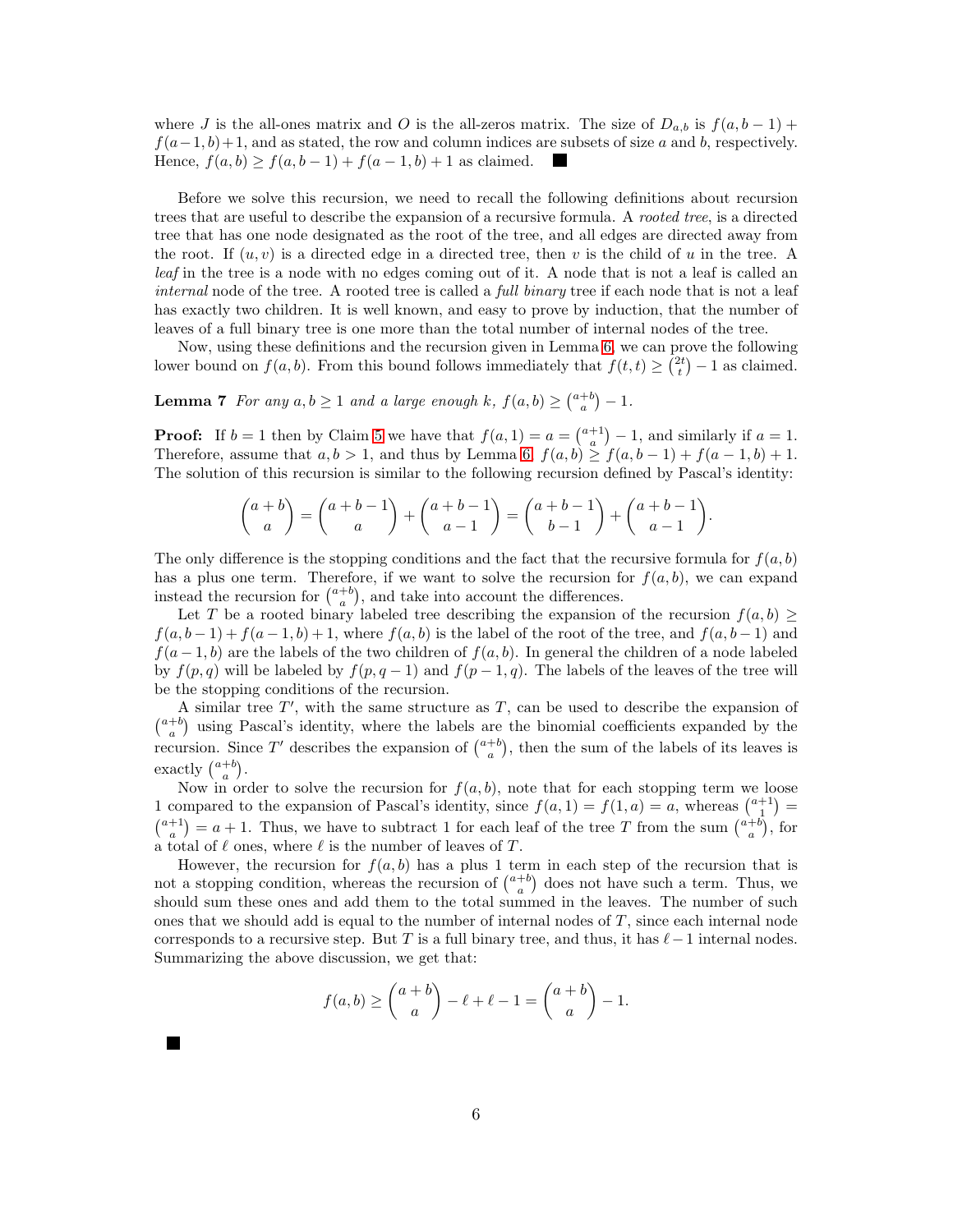where $J$ is the all-ones matrix and $O$ is the all-zeros matrix. The size of $D_{a,b}$ is $f(a, b-1) + f(a-1, b)+1$, and as stated, the row and column indices are subsets of size $a$ and $b$, respectively. Hence, $f(a, b) \geq f(a, b-1) + f(a-1, b) + 1$ as claimed. ■

Before we solve this recursion, we need to recall the following definitions about recursion trees that are useful to describe the expansion of a recursive formula. A *rooted tree*, is a directed tree that has one node designated as the root of the tree, and all edges are directed away from the root. If $(u, v)$ is a directed edge in a directed tree, then $v$ is the child of $u$ in the tree. A *leaf* in the tree is a node with no edges coming out of it. A node that is not a leaf is called an *internal* node of the tree. A rooted tree is called a *full binary* tree if each node that is not a leaf has exactly two children. It is well known, and easy to prove by induction, that the number of leaves of a full binary tree is one more than the total number of internal nodes of the tree.

Now, using these definitions and the recursion given in Lemma 6, we can prove the following lower bound on $f(a, b)$. From this bound follows immediately that $f(t, t) \geq \binom{2t}{t} - 1$ as claimed.

**Lemma 7** *For any $a, b \geq 1$ and a large enough $k$, $f(a, b) \geq \binom{a+b}{a} - 1$.*

**Proof:** If $b = 1$ then by Claim 5 we have that $f(a, 1) = a = \binom{a+1}{a} - 1$, and similarly if $a = 1$. Therefore, assume that $a, b > 1$, and thus by Lemma 6, $f(a, b) \geq f(a, b-1) + f(a-1, b) + 1$. The solution of this recursion is similar to the following recursion defined by Pascal's identity:

$$\binom{a+b}{a} = \binom{a+b-1}{a} + \binom{a+b-1}{a-1} = \binom{a+b-1}{b-1} + \binom{a+b-1}{a-1}.$$

The only difference is the stopping conditions and the fact that the recursive formula for $f(a, b)$ has a plus one term. Therefore, if we want to solve the recursion for $f(a, b)$, we can expand instead the recursion for $\binom{a+b}{a}$, and take into account the differences.

Let $T$ be a rooted binary labeled tree describing the expansion of the recursion $f(a, b) \geq f(a, b-1) + f(a-1, b) + 1$, where $f(a, b)$ is the label of the root of the tree, and $f(a, b-1)$ and $f(a-1, b)$ are the labels of the two children of $f(a, b)$. In general the children of a node labeled by $f(p, q)$ will be labeled by $f(p, q-1)$ and $f(p-1, q)$. The labels of the leaves of the tree will be the stopping conditions of the recursion.

A similar tree $T'$, with the same structure as $T$, can be used to describe the expansion of $\binom{a+b}{a}$ using Pascal's identity, where the labels are the binomial coefficients expanded by the recursion. Since $T'$ describes the expansion of $\binom{a+b}{a}$, then the sum of the labels of its leaves is exactly $\binom{a+b}{a}$.

Now in order to solve the recursion for $f(a, b)$, note that for each stopping term we loose 1 compared to the expansion of Pascal's identity, since $f(a, 1) = f(1, a) = a$, whereas $\binom{a+1}{1} = \binom{a+1}{a} = a + 1$. Thus, we have to subtract 1 for each leaf of the tree $T$ from the sum $\binom{a+b}{a}$, for a total of $\ell$ ones, where $\ell$ is the number of leaves of $T$.

However, the recursion for $f(a, b)$ has a plus 1 term in each step of the recursion that is not a stopping condition, whereas the recursion of $\binom{a+b}{a}$ does not have such a term. Thus, we should sum these ones and add them to the total summed in the leaves. The number of such ones that we should add is equal to the number of internal nodes of $T$, since each internal node corresponds to a recursive step. But $T$ is a full binary tree, and thus, it has $\ell - 1$ internal nodes. Summarizing the above discussion, we get that:

$$f(a, b) \geq \binom{a+b}{a} - \ell + \ell - 1 = \binom{a+b}{a} - 1.$$

■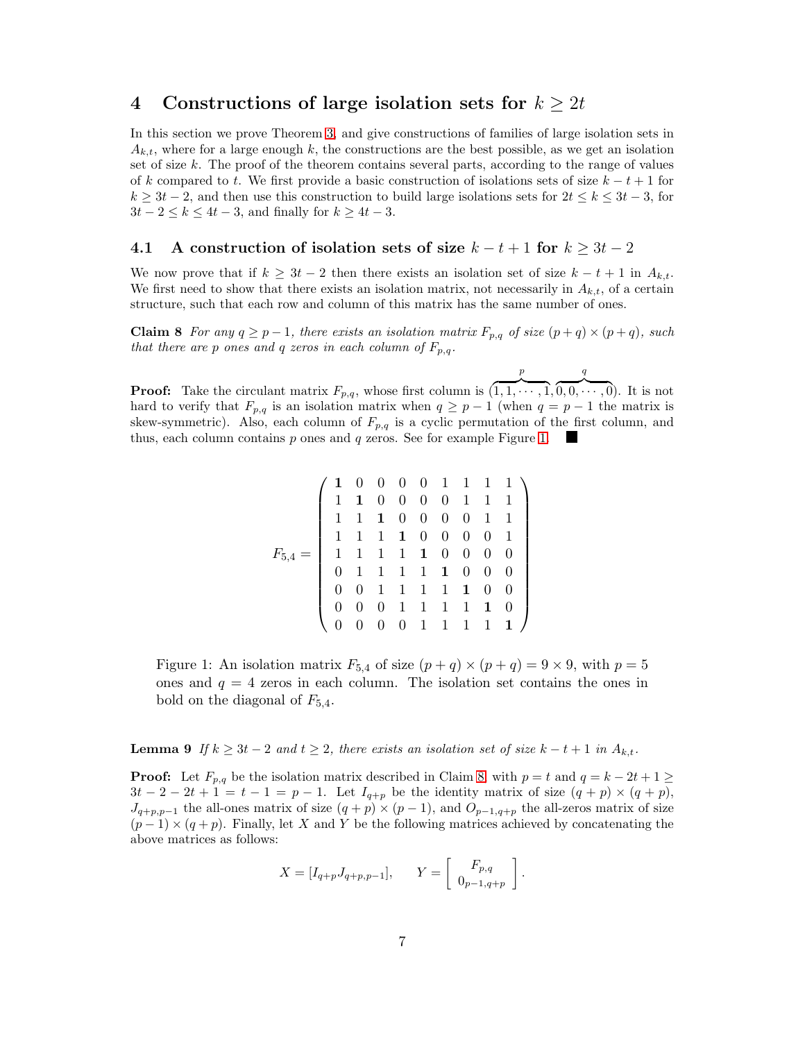# 4 Constructions of large isolation sets for $k \geq 2t$

In this section we prove Theorem 3, and give constructions of families of large isolation sets in $A_{k,t}$, where for a large enough $k$, the constructions are the best possible, as we get an isolation set of size $k$. The proof of the theorem contains several parts, according to the range of values of $k$ compared to $t$. We first provide a basic construction of isolations sets of size $k - t + 1$ for $k \geq 3t - 2$, and then use this construction to build large isolations sets for $2t \leq k \leq 3t - 3$, for $3t - 2 \leq k \leq 4t - 3$, and finally for $k \geq 4t - 3$.

## 4.1 A construction of isolation sets of size $k - t + 1$ for $k \geq 3t - 2$

We now prove that if $k \geq 3t - 2$ then there exists an isolation set of size $k - t + 1$ in $A_{k,t}$. We first need to show that there exists an isolation matrix, not necessarily in $A_{k,t}$, of a certain structure, such that each row and column of this matrix has the same number of ones.

**Claim 8** *For any $q \geq p - 1$, there exists an isolation matrix $F_{p,q}$ of size $(p+q) \times (p+q)$, such that there are $p$ ones and $q$ zeros in each column of $F_{p,q}$.*

**Proof:** Take the circulant matrix $F_{p,q}$, whose first column is $(\overbrace{1, 1, \cdots, 1}^{p}, \overbrace{0, 0, \cdots, 0}^{q})$. It is not hard to verify that $F_{p,q}$ is an isolation matrix when $q \geq p - 1$ (when $q = p - 1$ the matrix is skew-symmetric). Also, each column of $F_{p,q}$ is a cyclic permutation of the first column, and thus, each column contains $p$ ones and $q$ zeros. See for example Figure 1. ■

$$F_{5,4} = \begin{pmatrix} \mathbf{1} & 0 & 0 & 0 & 0 & 1 & 1 & 1 & 1 \\ 1 & \mathbf{1} & 0 & 0 & 0 & 0 & 1 & 1 & 1 \\ 1 & 1 & \mathbf{1} & 0 & 0 & 0 & 0 & 1 & 1 \\ 1 & 1 & 1 & \mathbf{1} & 0 & 0 & 0 & 0 & 1 \\ 1 & 1 & 1 & 1 & \mathbf{1} & 0 & 0 & 0 & 0 \\ 0 & 1 & 1 & 1 & 1 & \mathbf{1} & 0 & 0 & 0 \\ 0 & 0 & 1 & 1 & 1 & 1 & \mathbf{1} & 0 & 0 \\ 0 & 0 & 0 & 1 & 1 & 1 & 1 & \mathbf{1} & 0 \\ 0 & 0 & 0 & 0 & 1 & 1 & 1 & 1 & \mathbf{1} \end{pmatrix}$$

Figure 1: An isolation matrix $F_{5,4}$ of size $(p+q) \times (p+q) = 9 \times 9$, with $p = 5$ ones and $q = 4$ zeros in each column. The isolation set contains the ones in bold on the diagonal of $F_{5,4}$.

**Lemma 9** *If $k \geq 3t - 2$ and $t \geq 2$, there exists an isolation set of size $k - t + 1$ in $A_{k,t}$.*

**Proof:** Let $F_{p,q}$ be the isolation matrix described in Claim 8, with $p = t$ and $q = k - 2t + 1 \geq 3t - 2 - 2t + 1 = t - 1 = p - 1$. Let $I_{q+p}$ be the identity matrix of size $(q+p) \times (q+p)$, $J_{q+p,p-1}$ the all-ones matrix of size $(q+p) \times (p-1)$, and $O_{p-1,q+p}$ the all-zeros matrix of size $(p-1) \times (q+p)$. Finally, let $X$ and $Y$ be the following matrices achieved by concatenating the above matrices as follows:

$$X = [I_{q+p} J_{q+p,p-1}], \qquad Y = \begin{bmatrix} F_{p,q} \\ 0_{p-1,q+p} \end{bmatrix}.$$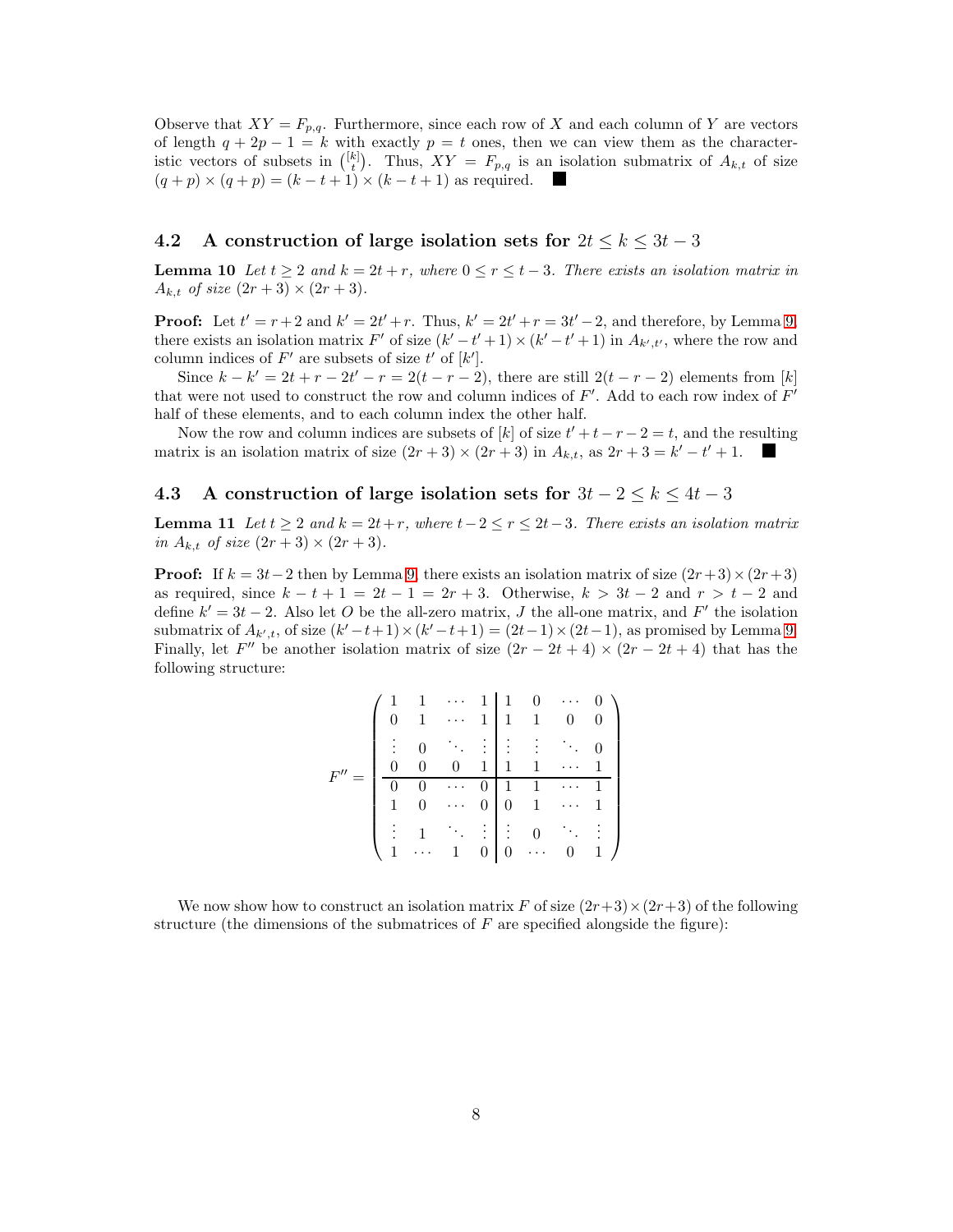Observe that $XY = F_{p,q}$. Furthermore, since each row of $X$ and each column of $Y$ are vectors of length $q + 2p - 1 = k$ with exactly $p = t$ ones, then we can view them as the characteristic vectors of subsets in $\binom{[k]}{t}$. Thus, $XY = F_{p,q}$ is an isolation submatrix of $A_{k,t}$ of size $(q + p) \times (q + p) = (k - t + 1) \times (k - t + 1)$ as required. ■

### 4.2 A construction of large isolation sets for $2t \leq k \leq 3t - 3$

**Lemma 10** *Let $t \geq 2$ and $k = 2t + r$, where $0 \leq r \leq t - 3$. There exists an isolation matrix in $A_{k,t}$ of size $(2r + 3) \times (2r + 3)$.*

**Proof:** Let $t' = r+2$ and $k' = 2t'+r$. Thus, $k' = 2t'+r = 3t'-2$, and therefore, by Lemma 9, there exists an isolation matrix $F'$ of size $(k' - t' + 1) \times (k' - t' + 1)$ in $A_{k',t'}$, where the row and column indices of $F'$ are subsets of size $t'$ of $[k']$.

Since $k - k' = 2t + r - 2t' - r = 2(t - r - 2)$, there are still $2(t - r - 2)$ elements from $[k]$ that were not used to construct the row and column indices of $F'$. Add to each row index of $F'$ half of these elements, and to each column index the other half.

Now the row and column indices are subsets of $[k]$ of size $t' + t - r - 2 = t$, and the resulting matrix is an isolation matrix of size $(2r + 3) \times (2r + 3)$ in $A_{k,t}$, as $2r + 3 = k' - t' + 1$. ■

### 4.3 A construction of large isolation sets for $3t - 2 \leq k \leq 4t - 3$

**Lemma 11** *Let $t \geq 2$ and $k = 2t+r$, where $t-2 \leq r \leq 2t-3$. There exists an isolation matrix in $A_{k,t}$ of size $(2r + 3) \times (2r + 3)$.*

**Proof:** If $k = 3t-2$ then by Lemma 9, there exists an isolation matrix of size $(2r+3)\times(2r+3)$ as required, since $k - t + 1 = 2t - 1 = 2r + 3$. Otherwise, $k > 3t - 2$ and $r > t - 2$ and define $k' = 3t - 2$. Also let $O$ be the all-zero matrix, $J$ the all-one matrix, and $F'$ the isolation submatrix of $A_{k',t}$, of size $(k'-t+1)\times(k'-t+1) = (2t-1)\times(2t-1)$, as promised by Lemma 9. Finally, let $F''$ be another isolation matrix of size $(2r - 2t + 4) \times (2r - 2t + 4)$ that has the following structure:

$$
F'' = \left(\begin{array}{cccc|cccc}
1 & 1 & \cdots & 1 & 1 & 0 & \cdots & 0 \\
0 & 1 & \cdots & 1 & 1 & 1 & 0 & 0 \\
\vdots & 0 & \ddots & \vdots & \vdots & \vdots & \ddots & 0 \\
0 & 0 & 0 & 1 & 1 & 1 & \cdots & 1 \\
\hline
0 & 0 & \cdots & 0 & 1 & 1 & \cdots & 1 \\
1 & 0 & \cdots & 0 & 0 & 1 & \cdots & 1 \\
\vdots & 1 & \ddots & \vdots & \vdots & 0 & \ddots & \vdots \\
1 & \cdots & 1 & 0 & 0 & \cdots & 0 & 1
\end{array}\right)
$$

We now show how to construct an isolation matrix $F$ of size $(2r+3)\times(2r+3)$ of the following structure (the dimensions of the submatrices of $F$ are specified alongside the figure):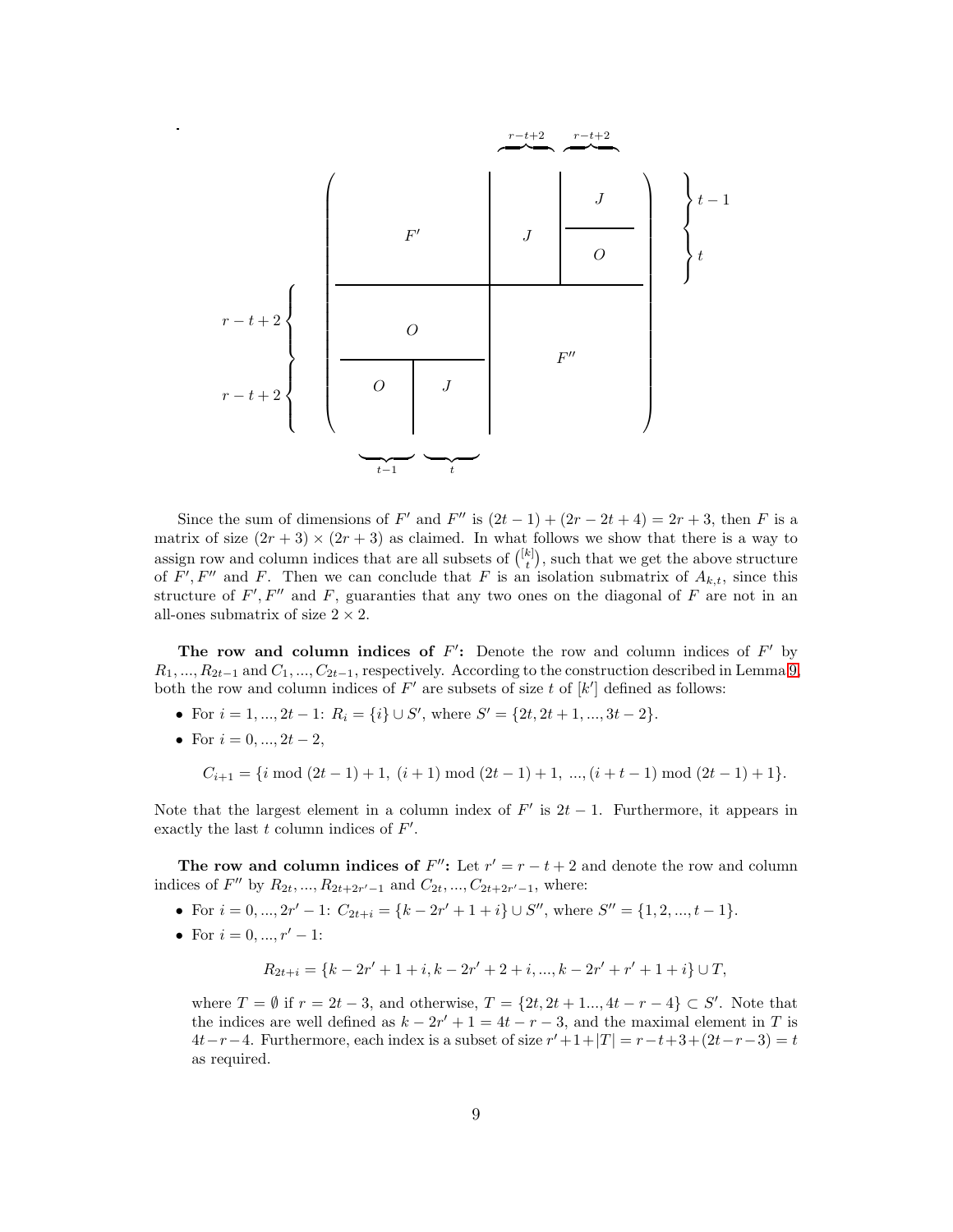$$
F = \left(\begin{array}{c|c|c}
F' & J & \begin{array}{c} J \\ \hline O \end{array} \\
\hline
\begin{array}{c|c} \multicolumn{2}{c}{O} \\ \hline O & J \end{array} & \multicolumn{2}{c}{F''}
\end{array}\right)
$$

(In the block structure above: the top block row consists of $t-1$ rows followed by $t$ rows; the two rightmost block columns of the top row each have $r-t+2$ columns; the bottom block row consists of $r-t+2$ rows followed by $r-t+2$ rows; the two leftmost block columns of the bottom row have $t-1$ and $t$ columns, respectively.)

Since the sum of dimensions of $F'$ and $F''$ is $(2t-1)+(2r-2t+4) = 2r+3$, then $F$ is a matrix of size $(2r+3) \times (2r+3)$ as claimed. In what follows we show that there is a way to assign row and column indices that are all subsets of $\binom{[k]}{t}$, such that we get the above structure of $F', F''$ and $F$. Then we can conclude that $F$ is an isolation submatrix of $A_{k,t}$, since this structure of $F', F''$ and $F$, guaranties that any two ones on the diagonal of $F$ are not in an all-ones submatrix of size $2 \times 2$.

**The row and column indices of $F'$:** Denote the row and column indices of $F'$ by $R_1, ..., R_{2t-1}$ and $C_1, ..., C_{2t-1}$, respectively. According to the construction described in Lemma 9, both the row and column indices of $F'$ are subsets of size $t$ of $[k']$ defined as follows:

- For $i = 1, ..., 2t-1$: $R_i = \{i\} \cup S'$, where $S' = \{2t, 2t+1, ..., 3t-2\}$.
- For $i = 0, ..., 2t-2$,

$$C_{i+1} = \{i \bmod (2t-1) + 1,\ (i+1) \bmod (2t-1) + 1,\ ..., (i+t-1) \bmod (2t-1) + 1\}.$$

Note that the largest element in a column index of $F'$ is $2t-1$. Furthermore, it appears in exactly the last $t$ column indices of $F'$.

**The row and column indices of $F''$:** Let $r' = r-t+2$ and denote the row and column indices of $F''$ by $R_{2t}, ..., R_{2t+2r'-1}$ and $C_{2t}, ..., C_{2t+2r'-1}$, where:

- For $i = 0, ..., 2r'-1$: $C_{2t+i} = \{k - 2r' + 1 + i\} \cup S''$, where $S'' = \{1, 2, ..., t-1\}$.
- For $i = 0, ..., r'-1$:

$$R_{2t+i} = \{k - 2r' + 1 + i, k - 2r' + 2 + i, ..., k - 2r' + r' + 1 + i\} \cup T,$$

  where $T = \emptyset$ if $r = 2t-3$, and otherwise, $T = \{2t, 2t+1..., 4t-r-4\} \subset S'$. Note that the indices are well defined as $k - 2r' + 1 = 4t - r - 3$, and the maximal element in $T$ is $4t-r-4$. Furthermore, each index is a subset of size $r'+1+|T| = r-t+3+(2t-r-3) = t$ as required.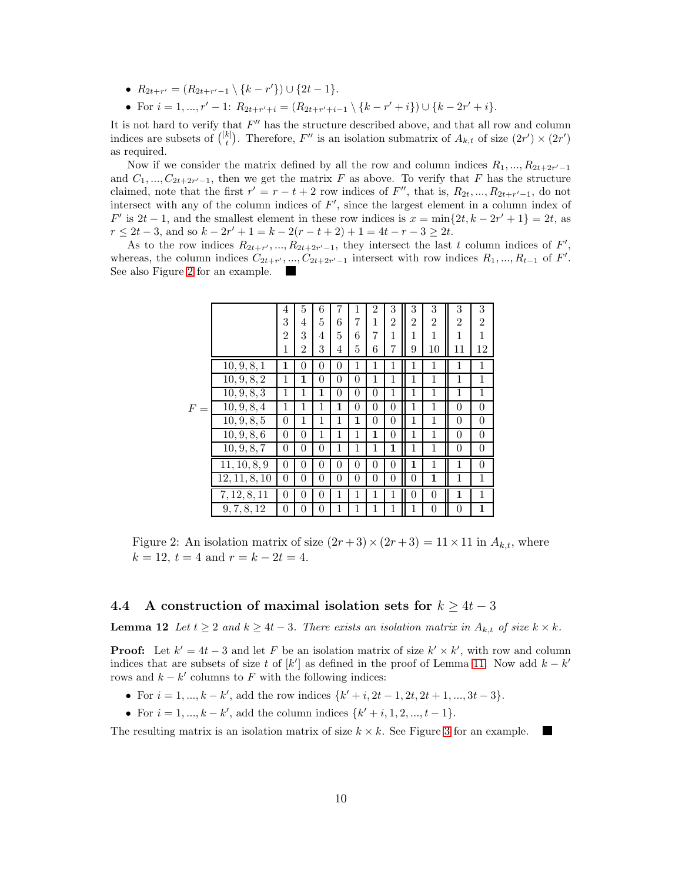- $R_{2t+r'} = (R_{2t+r'-1} \setminus \{k-r'\}) \cup \{2t-1\}$.
- For $i = 1, ..., r'-1$: $R_{2t+r'+i} = (R_{2t+r'+i-1} \setminus \{k-r'+i\}) \cup \{k-2r'+i\}$.

It is not hard to verify that $F''$ has the structure described above, and that all row and column indices are subsets of $\binom{[k]}{t}$. Therefore, $F''$ is an isolation submatrix of $A_{k,t}$ of size $(2r') \times (2r')$ as required.

Now if we consider the matrix defined by all the row and column indices $R_1, ..., R_{2t+2r'-1}$ and $C_1, ..., C_{2t+2r'-1}$, then we get the matrix $F$ as above. To verify that $F$ has the structure claimed, note that the first $r' = r-t+2$ row indices of $F''$, that is, $R_{2t}, ..., R_{2t+r'-1}$, do not intersect with any of the column indices of $F'$, since the largest element in a column index of $F'$ is $2t-1$, and the smallest element in these row indices is $x = \min\{2t, k-2r'+1\} = 2t$, as $r \leq 2t-3$, and so $k-2r'+1 = k-2(r-t+2)+1 = 4t-r-3 \geq 2t$.

As to the row indices $R_{2t+r'}, ..., R_{2t+2r'-1}$, they intersect the last $t$ column indices of $F'$, whereas, the column indices $C_{2t+r'}, ..., C_{2t+2r'-1}$ intersect with row indices $R_1, ..., R_{t-1}$ of $F'$. See also Figure 2 for an example. ■

$F =$

| | 4,3,2,1 | 5,4,3,2 | 6,5,4,3 | 7,6,5,4 | 1,7,6,5 | 2,1,7,6 | 3,2,1,7 | 3,2,1,9 | 3,2,1,10 | 3,2,1,11 | 3,2,1,12 |
|---|---|---|---|---|---|---|---|---|---|---|---|
| 10,9,8,1 | **1** | 0 | 0 | 0 | 1 | 1 | 1 | 1 | 1 | 1 | 1 |
| 10,9,8,2 | 1 | **1** | 0 | 0 | 0 | 1 | 1 | 1 | 1 | 1 | 1 |
| 10,9,8,3 | 1 | 1 | **1** | 0 | 0 | 0 | 1 | 1 | 1 | 1 | 1 |
| 10,9,8,4 | 1 | 1 | 1 | **1** | 0 | 0 | 0 | 1 | 1 | 0 | 0 |
| 10,9,8,5 | 0 | 1 | 1 | 1 | **1** | 0 | 0 | 1 | 1 | 0 | 0 |
| 10,9,8,6 | 0 | 0 | 1 | 1 | 1 | **1** | 0 | 1 | 1 | 0 | 0 |
| 10,9,8,7 | 0 | 0 | 0 | 1 | 1 | 1 | **1** | 1 | 1 | 0 | 0 |
| 11,10,8,9 | 0 | 0 | 0 | 0 | 0 | 0 | 0 | **1** | 1 | 1 | 0 |
| 12,11,8,10 | 0 | 0 | 0 | 0 | 0 | 0 | 0 | 0 | **1** | 1 | 1 |
| 7,12,8,11 | 0 | 0 | 0 | 1 | 1 | 1 | 1 | 0 | 0 | **1** | 1 |
| 9,7,8,12 | 0 | 0 | 0 | 1 | 1 | 1 | 1 | 1 | 0 | 0 | **1** |

Figure 2: An isolation matrix of size $(2r+3) \times (2r+3) = 11 \times 11$ in $A_{k,t}$, where $k = 12$, $t = 4$ and $r = k - 2t = 4$.

### 4.4 A construction of maximal isolation sets for $k \geq 4t-3$

**Lemma 12** *Let $t \geq 2$ and $k \geq 4t-3$. There exists an isolation matrix in $A_{k,t}$ of size $k \times k$.*

**Proof:** Let $k' = 4t-3$ and let $F$ be an isolation matrix of size $k' \times k'$, with row and column indices that are subsets of size $t$ of $[k']$ as defined in the proof of Lemma 11. Now add $k-k'$ rows and $k-k'$ columns to $F$ with the following indices:

- For $i = 1, ..., k-k'$, add the row indices $\{k'+i, 2t-1, 2t, 2t+1, ..., 3t-3\}$.
- For $i = 1, ..., k-k'$, add the column indices $\{k'+i, 1, 2, ..., t-1\}$.

The resulting matrix is an isolation matrix of size $k \times k$. See Figure 3 for an example. ■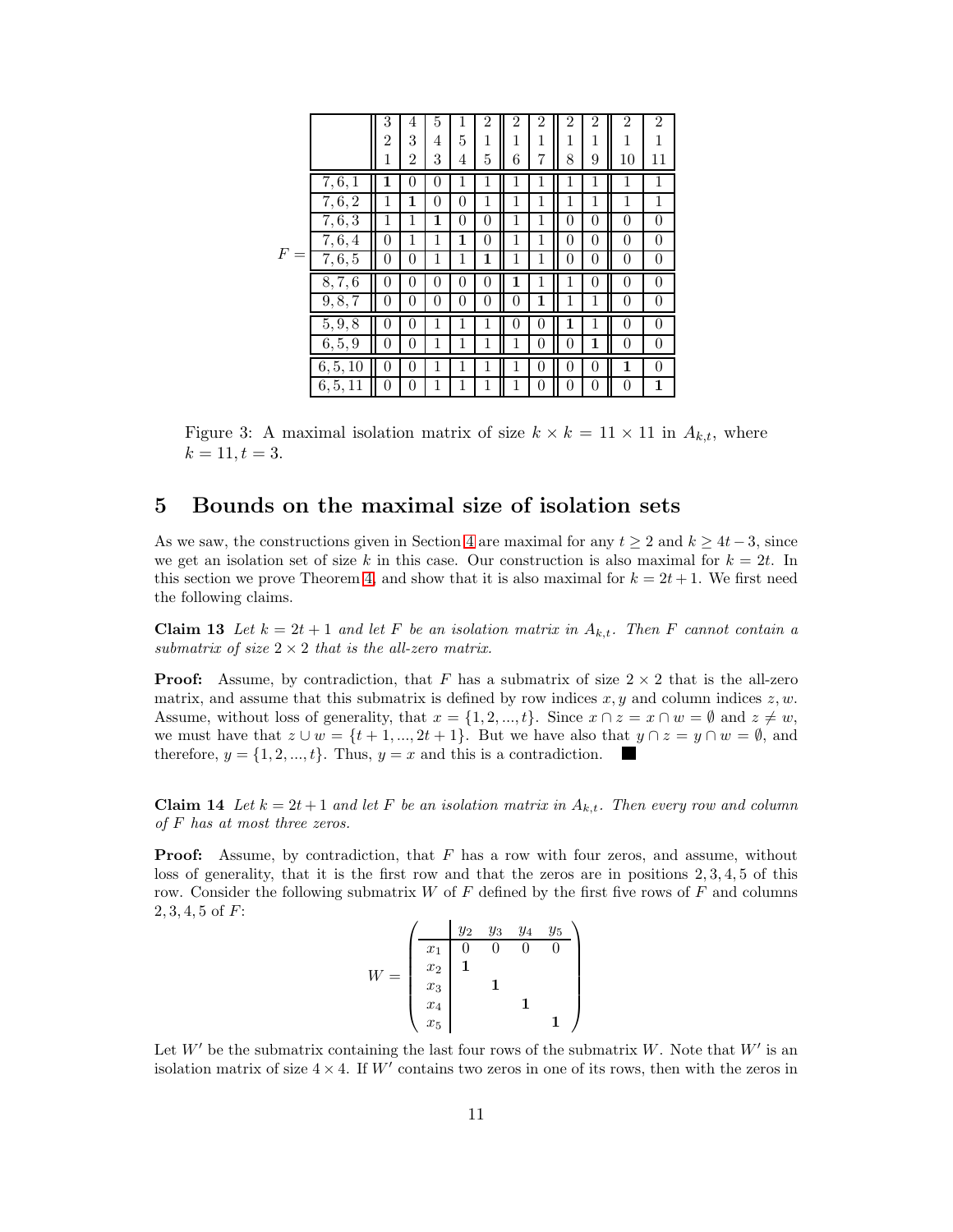$F =$

| | 3, 2, 1 | 4, 3, 2 | 5, 4, 3 | 1, 5, 4 | 2, 1, 5 | 2, 1, 6 | 2, 1, 7 | 2, 1, 8 | 2, 1, 9 | 2, 1, 10 | 2, 1, 11 |
|---|---|---|---|---|---|---|---|---|---|---|---|
| 7, 6, 1 | **1** | 0 | 0 | 1 | 1 | 1 | 1 | 1 | 1 | 1 | 1 |
| 7, 6, 2 | 1 | **1** | 0 | 0 | 1 | 1 | 1 | 1 | 1 | 1 | 1 |
| 7, 6, 3 | 1 | 1 | **1** | 0 | 0 | 1 | 1 | 0 | 0 | 0 | 0 |
| 7, 6, 4 | 0 | 1 | 1 | **1** | 0 | 1 | 1 | 0 | 0 | 0 | 0 |
| 7, 6, 5 | 0 | 0 | 1 | 1 | **1** | 1 | 1 | 0 | 0 | 0 | 0 |
| 8, 7, 6 | 0 | 0 | 0 | 0 | 0 | **1** | 1 | 1 | 0 | 0 | 0 |
| 9, 8, 7 | 0 | 0 | 0 | 0 | 0 | 0 | **1** | 1 | 1 | 0 | 0 |
| 5, 9, 8 | 0 | 0 | 1 | 1 | 1 | 0 | 0 | **1** | 1 | 0 | 0 |
| 6, 5, 9 | 0 | 0 | 1 | 1 | 1 | 1 | 0 | 0 | **1** | 0 | 0 |
| 6, 5, 10 | 0 | 0 | 1 | 1 | 1 | 1 | 0 | 0 | 0 | **1** | 0 |
| 6, 5, 11 | 0 | 0 | 1 | 1 | 1 | 1 | 0 | 0 | 0 | 0 | **1** |

Figure 3: A maximal isolation matrix of size $k \times k = 11 \times 11$ in $A_{k,t}$, where $k = 11, t = 3$.

## 5 Bounds on the maximal size of isolation sets

As we saw, the constructions given in Section 4 are maximal for any $t \geq 2$ and $k \geq 4t - 3$, since we get an isolation set of size $k$ in this case. Our construction is also maximal for $k = 2t$. In this section we prove Theorem 4, and show that it is also maximal for $k = 2t + 1$. We first need the following claims.

**Claim 13** *Let $k = 2t + 1$ and let $F$ be an isolation matrix in $A_{k,t}$. Then $F$ cannot contain a submatrix of size $2 \times 2$ that is the all-zero matrix.*

**Proof:** Assume, by contradiction, that $F$ has a submatrix of size $2 \times 2$ that is the all-zero matrix, and assume that this submatrix is defined by row indices $x, y$ and column indices $z, w$. Assume, without loss of generality, that $x = \{1, 2, ..., t\}$. Since $x \cap z = x \cap w = \emptyset$ and $z \neq w$, we must have that $z \cup w = \{t + 1, ..., 2t + 1\}$. But we have also that $y \cap z = y \cap w = \emptyset$, and therefore, $y = \{1, 2, ..., t\}$. Thus, $y = x$ and this is a contradiction. ∎

**Claim 14** *Let $k = 2t + 1$ and let $F$ be an isolation matrix in $A_{k,t}$. Then every row and column of $F$ has at most three zeros.*

**Proof:** Assume, by contradiction, that $F$ has a row with four zeros, and assume, without loss of generality, that it is the first row and that the zeros are in positions $2, 3, 4, 5$ of this row. Consider the following submatrix $W$ of $F$ defined by the first five rows of $F$ and columns $2, 3, 4, 5$ of $F$:

$$W = \left( \begin{array}{c|cccc} & y_2 & y_3 & y_4 & y_5 \\ \hline x_1 & 0 & 0 & 0 & 0 \\ x_2 & \mathbf{1} & & & \\ x_3 & & \mathbf{1} & & \\ x_4 & & & \mathbf{1} & \\ x_5 & & & & \mathbf{1} \end{array} \right)$$

Let $W'$ be the submatrix containing the last four rows of the submatrix $W$. Note that $W'$ is an isolation matrix of size $4 \times 4$. If $W'$ contains two zeros in one of its rows, then with the zeros in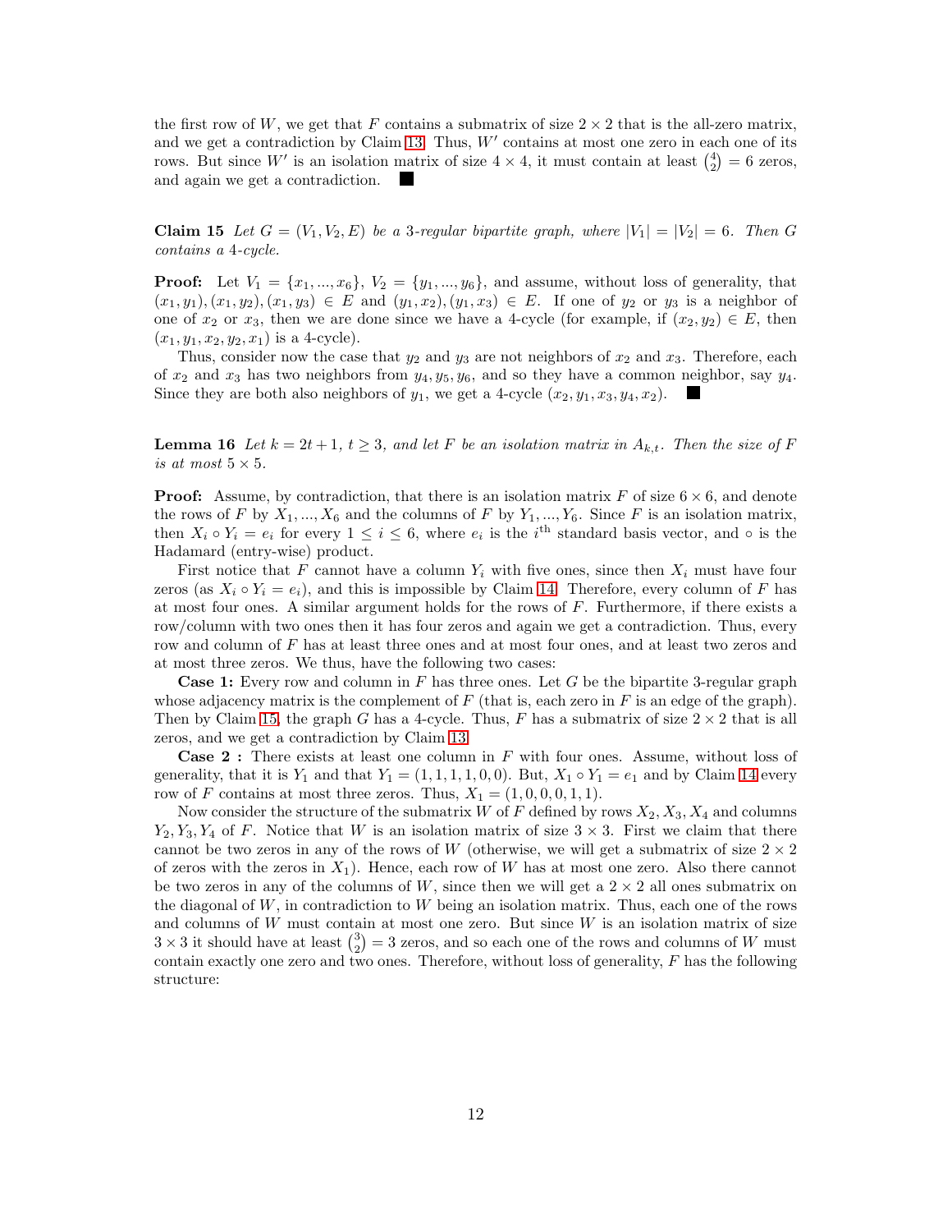the first row of $W$, we get that $F$ contains a submatrix of size $2 \times 2$ that is the all-zero matrix, and we get a contradiction by Claim 13. Thus, $W'$ contains at most one zero in each one of its rows. But since $W'$ is an isolation matrix of size $4 \times 4$, it must contain at least $\binom{4}{2} = 6$ zeros, and again we get a contradiction. ■

**Claim 15** *Let $G = (V_1, V_2, E)$ be a 3-regular bipartite graph, where $|V_1| = |V_2| = 6$. Then $G$ contains a 4-cycle.*

**Proof:** Let $V_1 = \{x_1, ..., x_6\}$, $V_2 = \{y_1, ..., y_6\}$, and assume, without loss of generality, that $(x_1, y_1), (x_1, y_2), (x_1, y_3) \in E$ and $(y_1, x_2), (y_1, x_3) \in E$. If one of $y_2$ or $y_3$ is a neighbor of one of $x_2$ or $x_3$, then we are done since we have a 4-cycle (for example, if $(x_2, y_2) \in E$, then $(x_1, y_1, x_2, y_2, x_1)$ is a 4-cycle).

Thus, consider now the case that $y_2$ and $y_3$ are not neighbors of $x_2$ and $x_3$. Therefore, each of $x_2$ and $x_3$ has two neighbors from $y_4, y_5, y_6$, and so they have a common neighbor, say $y_4$. Since they are both also neighbors of $y_1$, we get a 4-cycle $(x_2, y_1, x_3, y_4, x_2)$. ■

**Lemma 16** *Let $k = 2t + 1$, $t \geq 3$, and let $F$ be an isolation matrix in $A_{k,t}$. Then the size of $F$ is at most $5 \times 5$.*

**Proof:** Assume, by contradiction, that there is an isolation matrix $F$ of size $6 \times 6$, and denote the rows of $F$ by $X_1, ..., X_6$ and the columns of $F$ by $Y_1, ..., Y_6$. Since $F$ is an isolation matrix, then $X_i \circ Y_i = e_i$ for every $1 \leq i \leq 6$, where $e_i$ is the $i^{\text{th}}$ standard basis vector, and $\circ$ is the Hadamard (entry-wise) product.

First notice that $F$ cannot have a column $Y_i$ with five ones, since then $X_i$ must have four zeros (as $X_i \circ Y_i = e_i$), and this is impossible by Claim 14. Therefore, every column of $F$ has at most four ones. A similar argument holds for the rows of $F$. Furthermore, if there exists a row/column with two ones then it has four zeros and again we get a contradiction. Thus, every row and column of $F$ has at least three ones and at most four ones, and at least two zeros and at most three zeros. We thus, have the following two cases:

**Case 1:** Every row and column in $F$ has three ones. Let $G$ be the bipartite 3-regular graph whose adjacency matrix is the complement of $F$ (that is, each zero in $F$ is an edge of the graph). Then by Claim 15, the graph $G$ has a 4-cycle. Thus, $F$ has a submatrix of size $2 \times 2$ that is all zeros, and we get a contradiction by Claim 13.

**Case 2 :** There exists at least one column in $F$ with four ones. Assume, without loss of generality, that it is $Y_1$ and that $Y_1 = (1, 1, 1, 1, 0, 0)$. But, $X_1 \circ Y_1 = e_1$ and by Claim 14 every row of $F$ contains at most three zeros. Thus, $X_1 = (1, 0, 0, 0, 1, 1)$.

Now consider the structure of the submatrix $W$ of $F$ defined by rows $X_2, X_3, X_4$ and columns $Y_2, Y_3, Y_4$ of $F$. Notice that $W$ is an isolation matrix of size $3 \times 3$. First we claim that there cannot be two zeros in any of the rows of $W$ (otherwise, we will get a submatrix of size $2 \times 2$ of zeros with the zeros in $X_1$). Hence, each row of $W$ has at most one zero. Also there cannot be two zeros in any of the columns of $W$, since then we will get a $2 \times 2$ all ones submatrix on the diagonal of $W$, in contradiction to $W$ being an isolation matrix. Thus, each one of the rows and columns of $W$ must contain at most one zero. But since $W$ is an isolation matrix of size $3 \times 3$ it should have at least $\binom{3}{2} = 3$ zeros, and so each one of the rows and columns of $W$ must contain exactly one zero and two ones. Therefore, without loss of generality, $F$ has the following structure: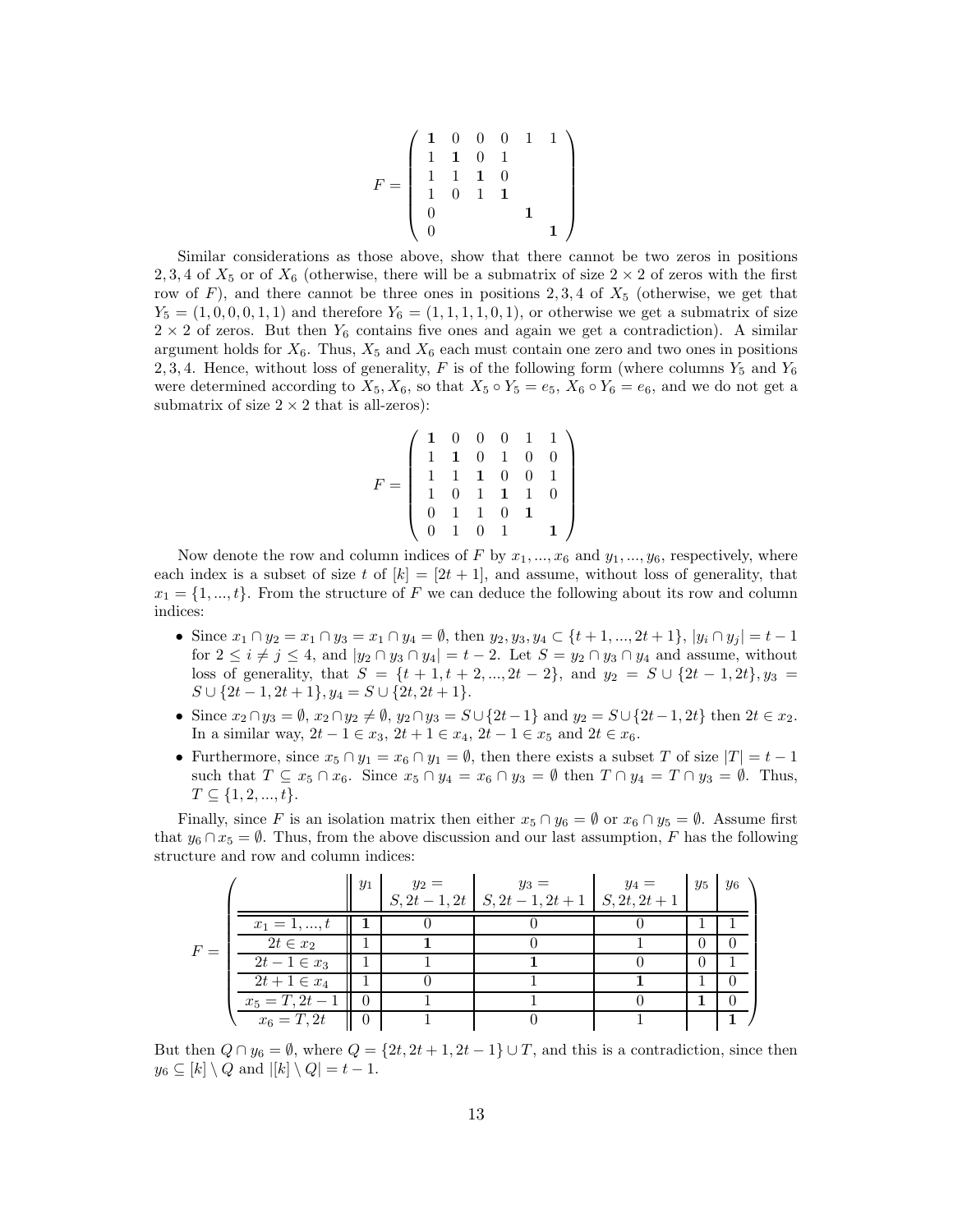$$F = \begin{pmatrix} \mathbf{1} & 0 & 0 & 0 & 1 & 1 \\ 1 & \mathbf{1} & 0 & 1 & & \\ 1 & 1 & \mathbf{1} & 0 & & \\ 1 & 0 & 1 & \mathbf{1} & & \\ 0 & & & & \mathbf{1} & \\ 0 & & & & & \mathbf{1} \end{pmatrix}$$

Similar considerations as those above, show that there cannot be two zeros in positions $2, 3, 4$ of $X_5$ or of $X_6$ (otherwise, there will be a submatrix of size $2 \times 2$ of zeros with the first row of $F$), and there cannot be three ones in positions $2, 3, 4$ of $X_5$ (otherwise, we get that $Y_5 = (1, 0, 0, 0, 1, 1)$ and therefore $Y_6 = (1, 1, 1, 1, 0, 1)$, or otherwise we get a submatrix of size $2 \times 2$ of zeros. But then $Y_6$ contains five ones and again we get a contradiction). A similar argument holds for $X_6$. Thus, $X_5$ and $X_6$ each must contain one zero and two ones in positions $2, 3, 4$. Hence, without loss of generality, $F$ is of the following form (where columns $Y_5$ and $Y_6$ were determined according to $X_5, X_6$, so that $X_5 \circ Y_5 = e_5$, $X_6 \circ Y_6 = e_6$, and we do not get a submatrix of size $2 \times 2$ that is all-zeros):

$$F = \begin{pmatrix} \mathbf{1} & 0 & 0 & 0 & 1 & 1 \\ 1 & \mathbf{1} & 0 & 1 & 0 & 0 \\ 1 & 1 & \mathbf{1} & 0 & 0 & 1 \\ 1 & 0 & 1 & \mathbf{1} & 1 & 0 \\ 0 & 1 & 1 & 0 & \mathbf{1} & \\ 0 & 1 & 0 & 1 & & \mathbf{1} \end{pmatrix}$$

Now denote the row and column indices of $F$ by $x_1, ..., x_6$ and $y_1, ..., y_6$, respectively, where each index is a subset of size $t$ of $[k] = [2t+1]$, and assume, without loss of generality, that $x_1 = \{1, ..., t\}$. From the structure of $F$ we can deduce the following about its row and column indices:

- Since $x_1 \cap y_2 = x_1 \cap y_3 = x_1 \cap y_4 = \emptyset$, then $y_2, y_3, y_4 \subset \{t+1, ..., 2t+1\}$, $|y_i \cap y_j| = t-1$ for $2 \leq i \neq j \leq 4$, and $|y_2 \cap y_3 \cap y_4| = t-2$. Let $S = y_2 \cap y_3 \cap y_4$ and assume, without loss of generality, that $S = \{t+1, t+2, ..., 2t-2\}$, and $y_2 = S \cup \{2t-1, 2t\}$, $y_3 = S \cup \{2t-1, 2t+1\}$, $y_4 = S \cup \{2t, 2t+1\}$.
- Since $x_2 \cap y_3 = \emptyset$, $x_2 \cap y_2 \neq \emptyset$, $y_2 \cap y_3 = S \cup \{2t-1\}$ and $y_2 = S \cup \{2t-1, 2t\}$ then $2t \in x_2$. In a similar way, $2t-1 \in x_3$, $2t+1 \in x_4$, $2t-1 \in x_5$ and $2t \in x_6$.
- Furthermore, since $x_5 \cap y_1 = x_6 \cap y_1 = \emptyset$, then there exists a subset $T$ of size $|T| = t-1$ such that $T \subseteq x_5 \cap x_6$. Since $x_5 \cap y_4 = x_6 \cap y_3 = \emptyset$ then $T \cap y_4 = T \cap y_3 = \emptyset$. Thus, $T \subseteq \{1, 2, ..., t\}$.

Finally, since $F$ is an isolation matrix then either $x_5 \cap y_6 = \emptyset$ or $x_6 \cap y_5 = \emptyset$. Assume first that $y_6 \cap x_5 = \emptyset$. Thus, from the above discussion and our last assumption, $F$ has the following structure and row and column indices:

| $F =$ | $y_1$ | $y_2 = S, 2t-1, 2t$ | $y_3 = S, 2t-1, 2t+1$ | $y_4 = S, 2t, 2t+1$ | $y_5$ | $y_6$ |
|---|---|---|---|---|---|---|
| $x_1 = 1, ..., t$ | **1** | 0 | 0 | 0 | 1 | 1 |
| $2t \in x_2$ | 1 | **1** | 0 | 1 | 0 | 0 |
| $2t-1 \in x_3$ | 1 | 1 | **1** | 0 | 0 | 1 |
| $2t+1 \in x_4$ | 1 | 0 | 1 | **1** | 1 | 0 |
| $x_5 = T, 2t-1$ | 0 | 1 | 1 | 0 | **1** | 0 |
| $x_6 = T, 2t$ | 0 | 1 | 0 | 1 | | **1** |

But then $Q \cap y_6 = \emptyset$, where $Q = \{2t, 2t+1, 2t-1\} \cup T$, and this is a contradiction, since then $y_6 \subseteq [k] \setminus Q$ and $|[k] \setminus Q| = t-1$.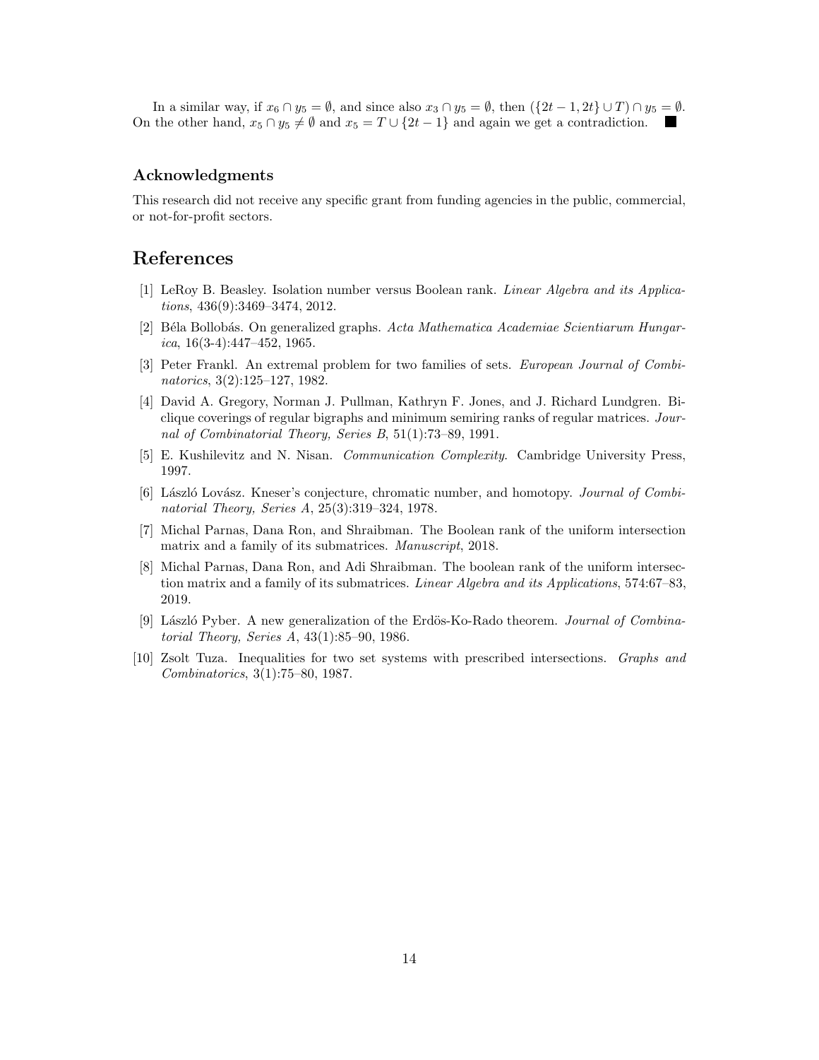In a similar way, if $x_6 \cap y_5 = \emptyset$, and since also $x_3 \cap y_5 = \emptyset$, then $(\{2t-1, 2t\} \cup T) \cap y_5 = \emptyset$. On the other hand, $x_5 \cap y_5 \neq \emptyset$ and $x_5 = T \cup \{2t-1\}$ and again we get a contradiction. ■

### Acknowledgments

This research did not receive any specific grant from funding agencies in the public, commercial, or not-for-profit sectors.

## References

[1] LeRoy B. Beasley. Isolation number versus Boolean rank. *Linear Algebra and its Applications*, 436(9):3469–3474, 2012.

[2] Béla Bollobás. On generalized graphs. *Acta Mathematica Academiae Scientiarum Hungarica*, 16(3-4):447–452, 1965.

[3] Peter Frankl. An extremal problem for two families of sets. *European Journal of Combinatorics*, 3(2):125–127, 1982.

[4] David A. Gregory, Norman J. Pullman, Kathryn F. Jones, and J. Richard Lundgren. Biclique coverings of regular bigraphs and minimum semiring ranks of regular matrices. *Journal of Combinatorial Theory, Series B*, 51(1):73–89, 1991.

[5] E. Kushilevitz and N. Nisan. *Communication Complexity*. Cambridge University Press, 1997.

[6] László Lovász. Kneser's conjecture, chromatic number, and homotopy. *Journal of Combinatorial Theory, Series A*, 25(3):319–324, 1978.

[7] Michal Parnas, Dana Ron, and Shraibman. The Boolean rank of the uniform intersection matrix and a family of its submatrices. *Manuscript*, 2018.

[8] Michal Parnas, Dana Ron, and Adi Shraibman. The boolean rank of the uniform intersection matrix and a family of its submatrices. *Linear Algebra and its Applications*, 574:67–83, 2019.

[9] László Pyber. A new generalization of the Erdös-Ko-Rado theorem. *Journal of Combinatorial Theory, Series A*, 43(1):85–90, 1986.

[10] Zsolt Tuza. Inequalities for two set systems with prescribed intersections. *Graphs and Combinatorics*, 3(1):75–80, 1987.